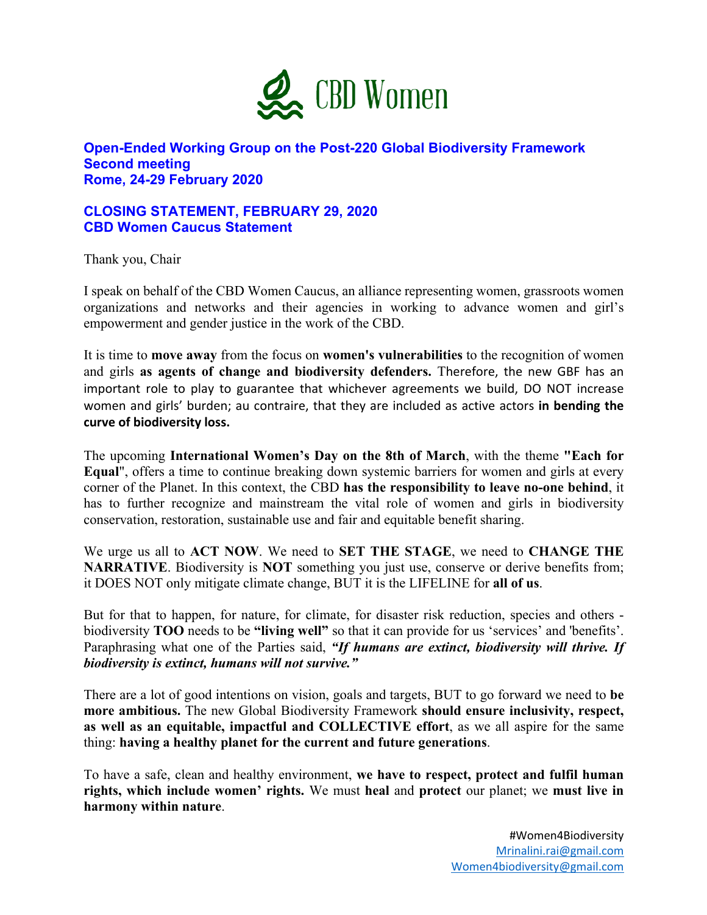CBD Women

**Open-Ended Working Group on the Post-220 Global Biodiversity Framework**
**Second meeting**
**Rome, 24-29 February 2020**

## CLOSING STATEMENT, FEBRUARY 29, 2020
## CBD Women Caucus Statement

Thank you, Chair

I speak on behalf of the CBD Women Caucus, an alliance representing women, grassroots women organizations and networks and their agencies in working to advance women and girl's empowerment and gender justice in the work of the CBD.

It is time to **move away** from the focus on **women's vulnerabilities** to the recognition of women and girls **as agents of change and biodiversity defenders.** Therefore, the new GBF has an important role to play to guarantee that whichever agreements we build, DO NOT increase women and girls' burden; au contraire, that they are included as active actors **in bending the curve of biodiversity loss.**

The upcoming **International Women's Day on the 8th of March**, with the theme **"Each for Equal**", offers a time to continue breaking down systemic barriers for women and girls at every corner of the Planet. In this context, the CBD **has the responsibility to leave no-one behind**, it has to further recognize and mainstream the vital role of women and girls in biodiversity conservation, restoration, sustainable use and fair and equitable benefit sharing.

We urge us all to **ACT NOW**. We need to **SET THE STAGE**, we need to **CHANGE THE NARRATIVE**. Biodiversity is **NOT** something you just use, conserve or derive benefits from; it DOES NOT only mitigate climate change, BUT it is the LIFELINE for **all of us**.

But for that to happen, for nature, for climate, for disaster risk reduction, species and others - biodiversity **TOO** needs to be **"living well"** so that it can provide for us 'services' and 'benefits'. Paraphrasing what one of the Parties said, ***"If humans are extinct, biodiversity will thrive. If biodiversity is extinct, humans will not survive."***

There are a lot of good intentions on vision, goals and targets, BUT to go forward we need to **be more ambitious.** The new Global Biodiversity Framework **should ensure inclusivity, respect, as well as an equitable, impactful and COLLECTIVE effort**, as we all aspire for the same thing: **having a healthy planet for the current and future generations**.

To have a safe, clean and healthy environment, **we have to respect, protect and fulfil human rights, which include women' rights.** We must **heal** and **protect** our planet; we **must live in harmony within nature**.

#Women4Biodiversity
Mrinalini.rai@gmail.com
Women4biodiversity@gmail.com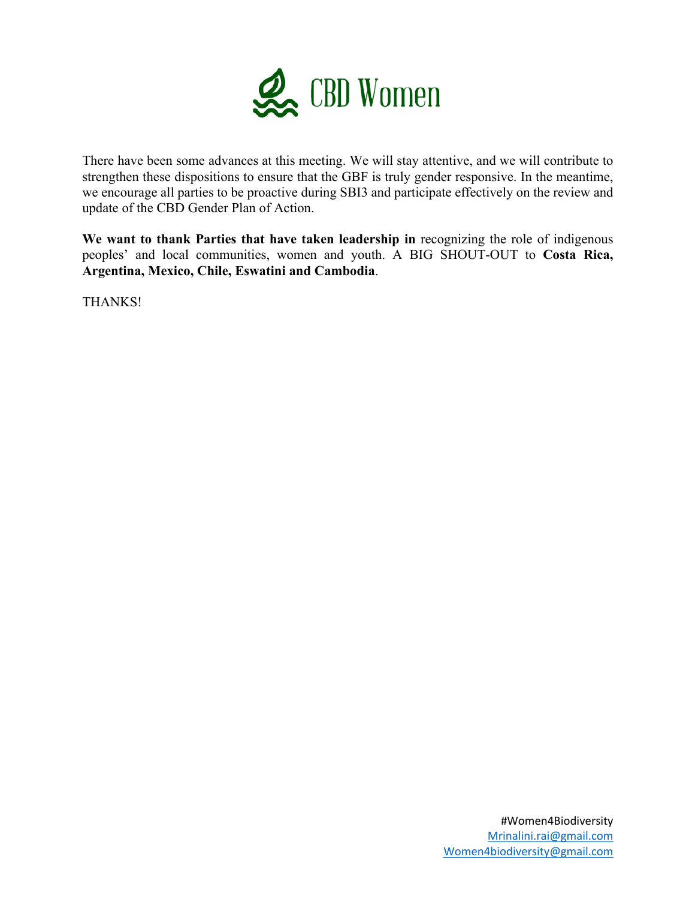# CBD Women

There have been some advances at this meeting. We will stay attentive, and we will contribute to strengthen these dispositions to ensure that the GBF is truly gender responsive. In the meantime, we encourage all parties to be proactive during SBI3 and participate effectively on the review and update of the CBD Gender Plan of Action.

**We want to thank Parties that have taken leadership in** recognizing the role of indigenous peoples' and local communities, women and youth. A BIG SHOUT-OUT to **Costa Rica, Argentina, Mexico, Chile, Eswatini and Cambodia**.

THANKS!

#Women4Biodiversity
Mrinalini.rai@gmail.com
Women4biodiversity@gmail.com